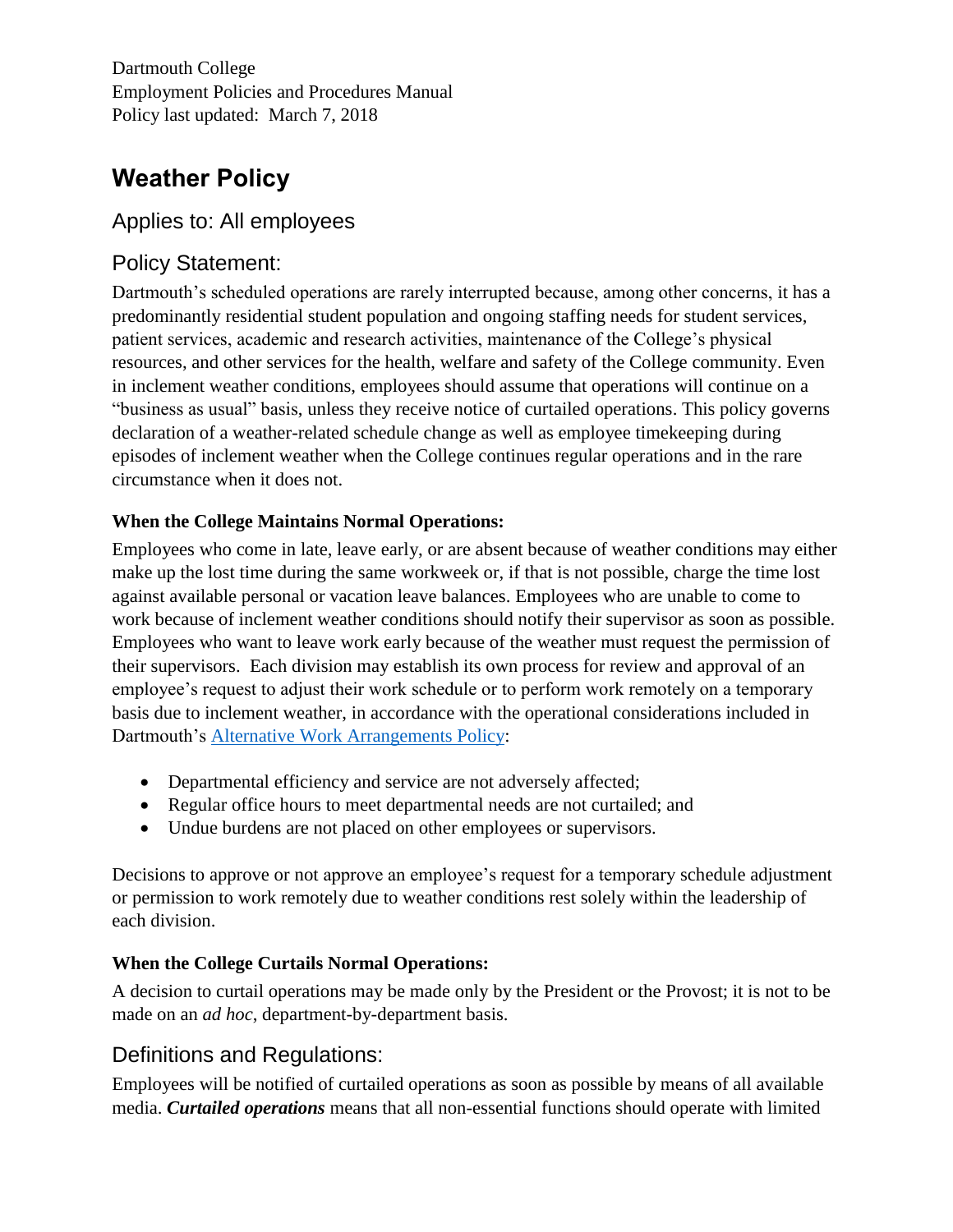Dartmouth College
Employment Policies and Procedures Manual
Policy last updated: March 7, 2018

# Weather Policy

## Applies to: All employees

## Policy Statement:

Dartmouth's scheduled operations are rarely interrupted because, among other concerns, it has a predominantly residential student population and ongoing staffing needs for student services, patient services, academic and research activities, maintenance of the College's physical resources, and other services for the health, welfare and safety of the College community. Even in inclement weather conditions, employees should assume that operations will continue on a "business as usual" basis, unless they receive notice of curtailed operations. This policy governs declaration of a weather-related schedule change as well as employee timekeeping during episodes of inclement weather when the College continues regular operations and in the rare circumstance when it does not.

### When the College Maintains Normal Operations:

Employees who come in late, leave early, or are absent because of weather conditions may either make up the lost time during the same workweek or, if that is not possible, charge the time lost against available personal or vacation leave balances. Employees who are unable to come to work because of inclement weather conditions should notify their supervisor as soon as possible. Employees who want to leave work early because of the weather must request the permission of their supervisors. Each division may establish its own process for review and approval of an employee's request to adjust their work schedule or to perform work remotely on a temporary basis due to inclement weather, in accordance with the operational considerations included in Dartmouth's Alternative Work Arrangements Policy:

- Departmental efficiency and service are not adversely affected;
- Regular office hours to meet departmental needs are not curtailed; and
- Undue burdens are not placed on other employees or supervisors.

Decisions to approve or not approve an employee's request for a temporary schedule adjustment or permission to work remotely due to weather conditions rest solely within the leadership of each division.

### When the College Curtails Normal Operations:

A decision to curtail operations may be made only by the President or the Provost; it is not to be made on an *ad hoc*, department-by-department basis.

## Definitions and Regulations:

Employees will be notified of curtailed operations as soon as possible by means of all available media. ***Curtailed operations*** means that all non-essential functions should operate with limited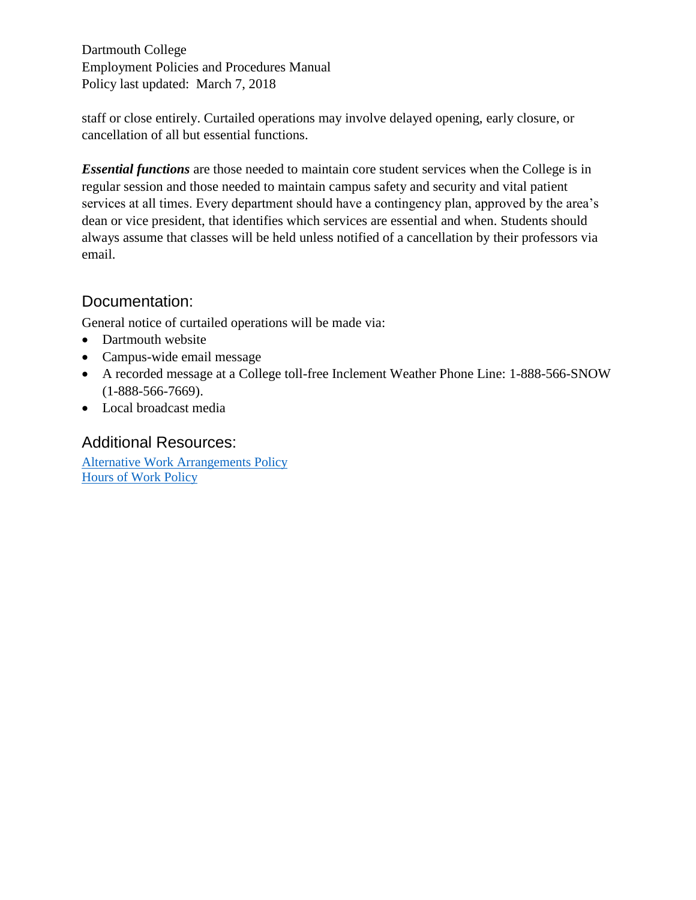staff or close entirely. Curtailed operations may involve delayed opening, early closure, or cancellation of all but essential functions.

***Essential functions*** are those needed to maintain core student services when the College is in regular session and those needed to maintain campus safety and security and vital patient services at all times. Every department should have a contingency plan, approved by the area's dean or vice president, that identifies which services are essential and when. Students should always assume that classes will be held unless notified of a cancellation by their professors via email.

## Documentation:

General notice of curtailed operations will be made via:

- Dartmouth website
- Campus-wide email message
- A recorded message at a College toll-free Inclement Weather Phone Line: 1-888-566-SNOW (1-888-566-7669).
- Local broadcast media

## Additional Resources:

Alternative Work Arrangements Policy
Hours of Work Policy